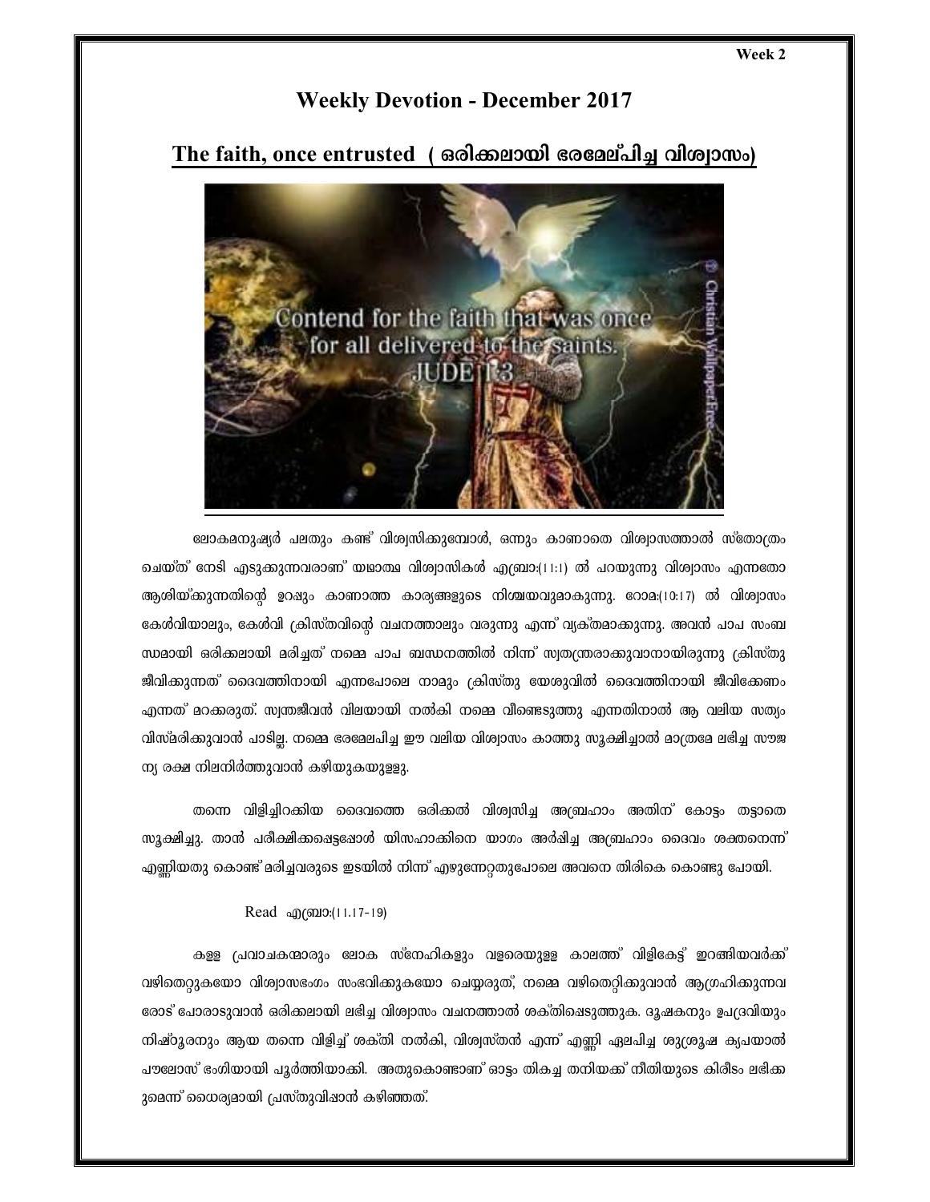Week 2

# Weekly Devotion - December 2017

## The faith, once entrusted ( ഒരിക്കലായി ഭരമേല്പിച്ച വിശ്വാസം)

ലോകമനുഷ്യർ പലതും കണ്ട് വിശ്വസിക്കുമ്പോൾ, ഒന്നും കാണാതെ വിശ്വാസത്താൽ സ്തോത്രം ചെയ്ത് നേടി എടുക്കുന്നവരാണ് യഥാർത്ഥ വിശ്വാസികൾ എബ്രാ:(11:1) ൽ പറയുന്നു വിശ്വാസം എന്നതോ ആശിയ്ക്കുന്നതിന്റെ ഉറപ്പും കാണാത്ത കാര്യങ്ങളുടെ നിശ്ചയവുമാകുന്നു. റോമ:(10:17) ൽ വിശ്വാസം കേൾവിയാലും, കേൾവി ക്രിസ്തുവിന്റെ വചനത്താലും വരുന്നു എന്ന് വ്യക്തമാക്കുന്നു. അവൻ പാപ സംബന്ധമായി ഒരിക്കലായി മരിച്ചത് നമ്മെ പാപ ബന്ധനത്തിൽ നിന്ന് സ്വതന്ത്രരാക്കുവാനായിരുന്നു ക്രിസ്തു ജീവിക്കുന്നത് ദൈവത്തിനായി എന്നപോലെ നാമും ക്രിസ്തു യേശുവിൽ ദൈവത്തിനായി ജീവിക്കേണം എന്നത് മറക്കരുത്. സ്വന്തജീവൻ വിലയായി നൽകി നമ്മെ വീണ്ടെടുത്തു എന്നതിനാൽ ആ വലിയ സത്യം വിസ്മരിക്കുവാൻ പാടില്ല. നമ്മെ ഭരമേല്പിച്ച ഈ വലിയ വിശ്വാസം കാത്തു സൂക്ഷിച്ചാൽ മാത്രമേ ലഭിച്ച സൗജന്യ രക്ഷ നിലനിർത്തുവാൻ കഴിയുകയുള്ളു.

തന്നെ വിളിച്ചിറക്കിയ ദൈവത്തെ ഒരിക്കൽ വിശ്വസിച്ച അബ്രഹാം അതിന് കോട്ടം തട്ടാതെ സൂക്ഷിച്ചു. താൻ പരീക്ഷിക്കപ്പെട്ടപ്പോൾ യിസഹാക്കിനെ യാഗം അർപ്പിച്ച അബ്രഹാം ദൈവം ശക്തനെന്ന് എണ്ണിയതു കൊണ്ട് മരിച്ചവരുടെ ഇടയിൽ നിന്ന് എഴുന്നേറ്റതുപോലെ അവനെ തിരികെ കൊണ്ടു പോയി.

Read എബ്രാ:(11.17-19)

കള്ള പ്രവാചകന്മാരും ലോക സ്നേഹികളും വളരെയുള്ള കാലത്ത് വിളികേട്ട് ഇറങ്ങിയവർക്ക് വഴിതെറ്റുകയോ വിശ്വാസഭംഗം സംഭവിക്കുകയോ ചെയ്യരുത്, നമ്മെ വഴിതെറ്റിക്കുവാൻ ആഗ്രഹിക്കുന്നവരോട് പോരാടുവാൻ ഒരിക്കലായി ലഭിച്ച വിശ്വാസം വചനത്താൽ ശക്തിപ്പെടുത്തുക. ദൂഷകനും ഉപദ്രവിയും നിഷ്ഠൂരനും ആയ തന്നെ വിളിച്ച് ശക്തി നൽകി, വിശ്വസ്തൻ എന്ന് എണ്ണി ഏല്പിച്ച ശുശ്രൂഷ കൃപയാൽ പൗലോസ് ഭംഗിയായി പൂർത്തിയാക്കി. അതുകൊണ്ടാണ് ഓട്ടം തികച്ച തനിയക്ക് നീതിയുടെ കിരീടം ലഭിക്കുമെന്ന് ധൈര്യമായി പ്രസ്തുവിഷാൻ കഴിഞ്ഞത്.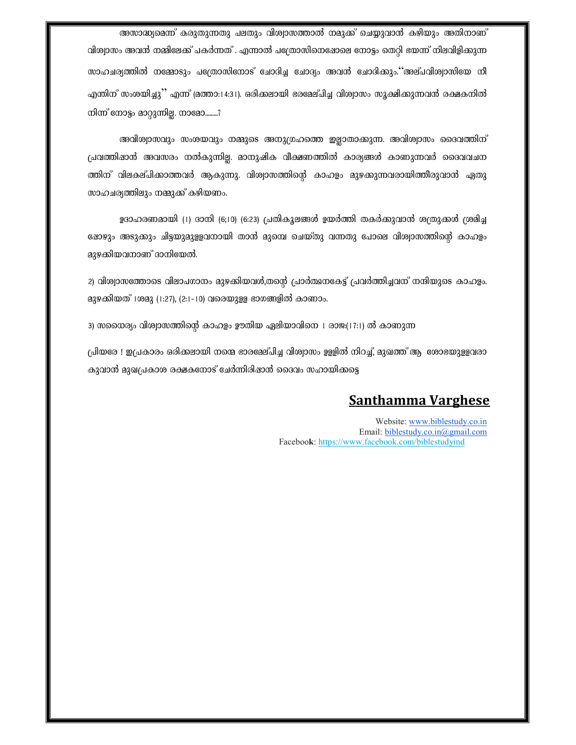അസാദ്ധ്യമെന്ന് കരുതുന്നതു പലതും വിശ്വാസത്താൽ നമുക്ക് ചെയ്യുവാൻ കഴിയും അതിനാണ് വിശ്വാസം അവൻ നമ്മിലേക്ക് പകർന്നത് . എന്നാൽ പത്രോസിനെപ്പോലെ നോട്ടം തെറ്റി ഭയന്ന് നിലവിളിക്കുന്ന സാഹചര്യത്തിൽ നമ്മോടും പത്രോസിനോട് ചോദിച്ച ചോദ്യം അവൻ ചോദിക്കും."അല്പവിശ്വാസിയേ നീ എന്തിന് സംശയിച്ചു" എന്ന് (മത്താ:14:31). ഒരിക്കലായി ഭരമേല്പിച്ച വിശ്വാസം സൂക്ഷിക്കുന്നവൻ രക്ഷകനിൽ നിന്ന് നോട്ടം മാറ്റുന്നില്ല. നാമോ........?

അവിശ്വാസവും സംശയവും നമ്മുടെ അനുഗ്രഹത്തെ ഇല്ലാതാക്കുന്നു. അവിശ്വാസം ദൈവത്തിന് പ്രവർത്തിപ്പാൻ അവസരം നൽകുന്നില്ല. മാനുഷിക വീക്ഷണത്തിൽ കാര്യങ്ങൾ കാണുന്നവർ ദൈവവചനത്തിന് വിലകല്പിക്കാത്തവർ ആകുന്നു. വിശ്വാസത്തിന്റെ കാഹളം മുഴക്കുന്നവരായിത്തീരുവാൻ ഏതു സാഹചര്യത്തിലും നമ്മുക്ക് കഴിയണം.

ഉദാഹരണമായി (1) ദാനി (6;10) (6:23) പ്രതികൂലങ്ങൾ ഉയർത്തി തകർക്കുവാൻ ശത്രുക്കൾ ശ്രമിച്ചപ്പോഴും അടുക്കും ചിട്ടയുമുള്ളവനായി താൻ മുമ്പെ ചെയ്തു വന്നതു പോലെ വിശ്വാസത്തിന്റെ കാഹളം മുഴക്കിയവനാണ് ദാനിയേൽ.

2) വിശ്വാസത്തോടെ വിലാപഗാനം മുഴക്കിയവൾ,തന്റെ പ്രാർത്ഥനകേട്ട് പ്രവർത്തിച്ചവന് നന്ദിയുടെ കാഹളം. മുഴക്കിയത് 1ശമു (1:27), (2:1-10) വരെയുള്ള ഭാഗങ്ങളിൽ കാണാം.

3) സധൈര്യം വിശ്വാസത്തിന്റെ കാഹളം ഊതിയ ഏലിയാവിനെ 1 രാജ:(17:1) ൽ കാണുന്ന

പ്രിയരേ ! ഇപ്രകാരം ഒരിക്കലായി നമ്മെ ഭാരമേല്പിച്ച വിശ്വാസം ഉള്ളിൽ നിറച്ച്, മുഖത്ത് ആ ശോഭയുള്ളവരാകുവാൻ മുഖപ്രകാശ രക്ഷകനോട് ചേർന്നിരിപ്പാൻ ദൈവം സഹായിക്കട്ടെ

**Santhamma Varghese**

Website: www.biblestudy.co.in
Email: biblestudy.co.in@gmail.com
Facebook: https://www.facebook.com/biblestudyind